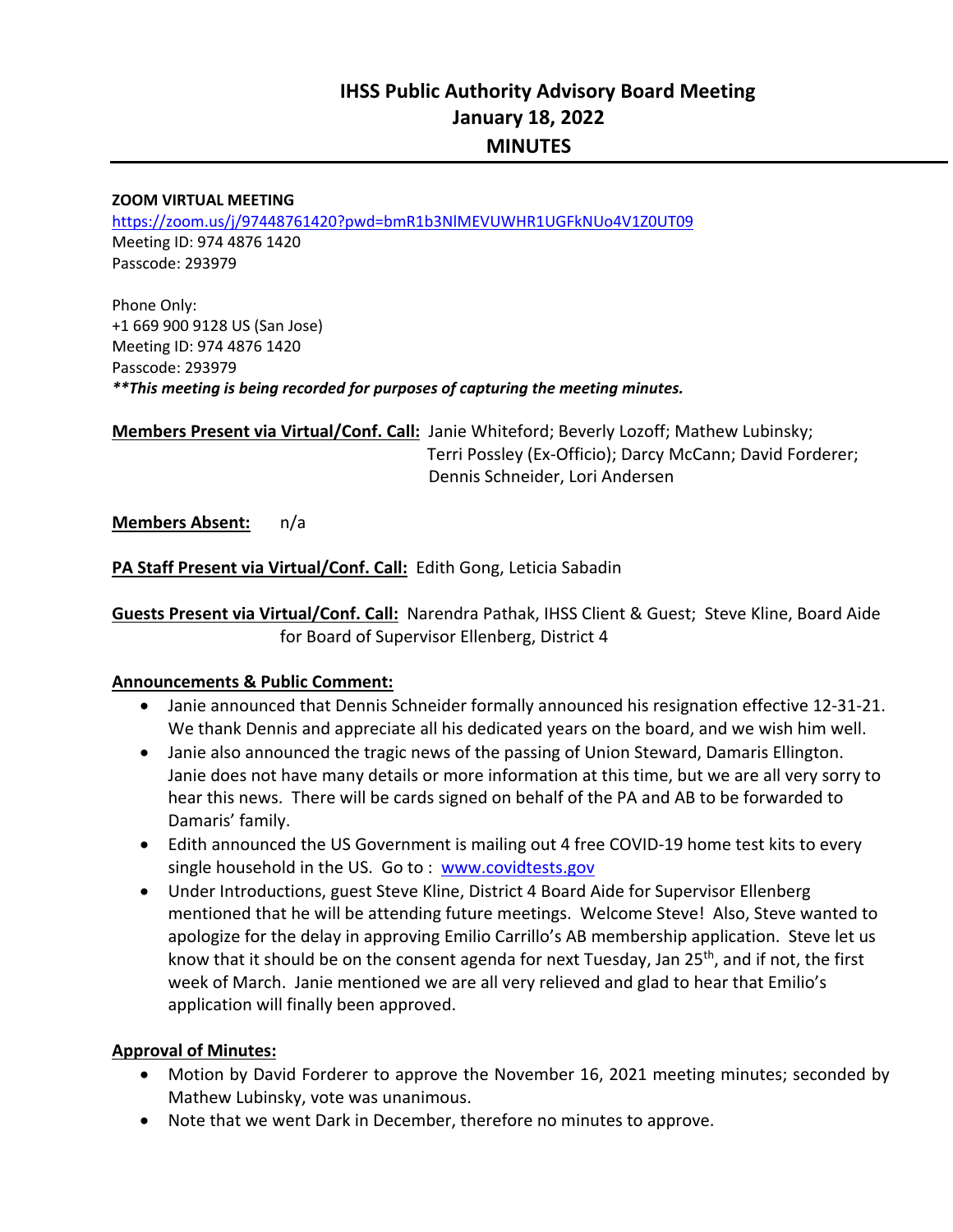# IHSS Public Authority Advisory Board Meeting
## January 18, 2022
## MINUTES

**ZOOM VIRTUAL MEETING**
https://zoom.us/j/97448761420?pwd=bmR1b3NlMEVUWHR1UGFkNUo4V1Z0UT09
Meeting ID: 974 4876 1420
Passcode: 293979

Phone Only:
+1 669 900 9128 US (San Jose)
Meeting ID: 974 4876 1420
Passcode: 293979
***\*\*This meeting is being recorded for purposes of capturing the meeting minutes.***

**Members Present via Virtual/Conf. Call:** Janie Whiteford; Beverly Lozoff; Mathew Lubinsky; Terri Possley (Ex-Officio); Darcy McCann; David Forderer; Dennis Schneider, Lori Andersen

**Members Absent:** n/a

**PA Staff Present via Virtual/Conf. Call:** Edith Gong, Leticia Sabadin

**Guests Present via Virtual/Conf. Call:** Narendra Pathak, IHSS Client & Guest; Steve Kline, Board Aide for Board of Supervisor Ellenberg, District 4

**Announcements & Public Comment:**

- Janie announced that Dennis Schneider formally announced his resignation effective 12-31-21. We thank Dennis and appreciate all his dedicated years on the board, and we wish him well.
- Janie also announced the tragic news of the passing of Union Steward, Damaris Ellington. Janie does not have many details or more information at this time, but we are all very sorry to hear this news. There will be cards signed on behalf of the PA and AB to be forwarded to Damaris' family.
- Edith announced the US Government is mailing out 4 free COVID-19 home test kits to every single household in the US. Go to : www.covidtests.gov
- Under Introductions, guest Steve Kline, District 4 Board Aide for Supervisor Ellenberg mentioned that he will be attending future meetings. Welcome Steve! Also, Steve wanted to apologize for the delay in approving Emilio Carrillo's AB membership application. Steve let us know that it should be on the consent agenda for next Tuesday, Jan 25th, and if not, the first week of March. Janie mentioned we are all very relieved and glad to hear that Emilio's application will finally been approved.

**Approval of Minutes:**

- Motion by David Forderer to approve the November 16, 2021 meeting minutes; seconded by Mathew Lubinsky, vote was unanimous.
- Note that we went Dark in December, therefore no minutes to approve.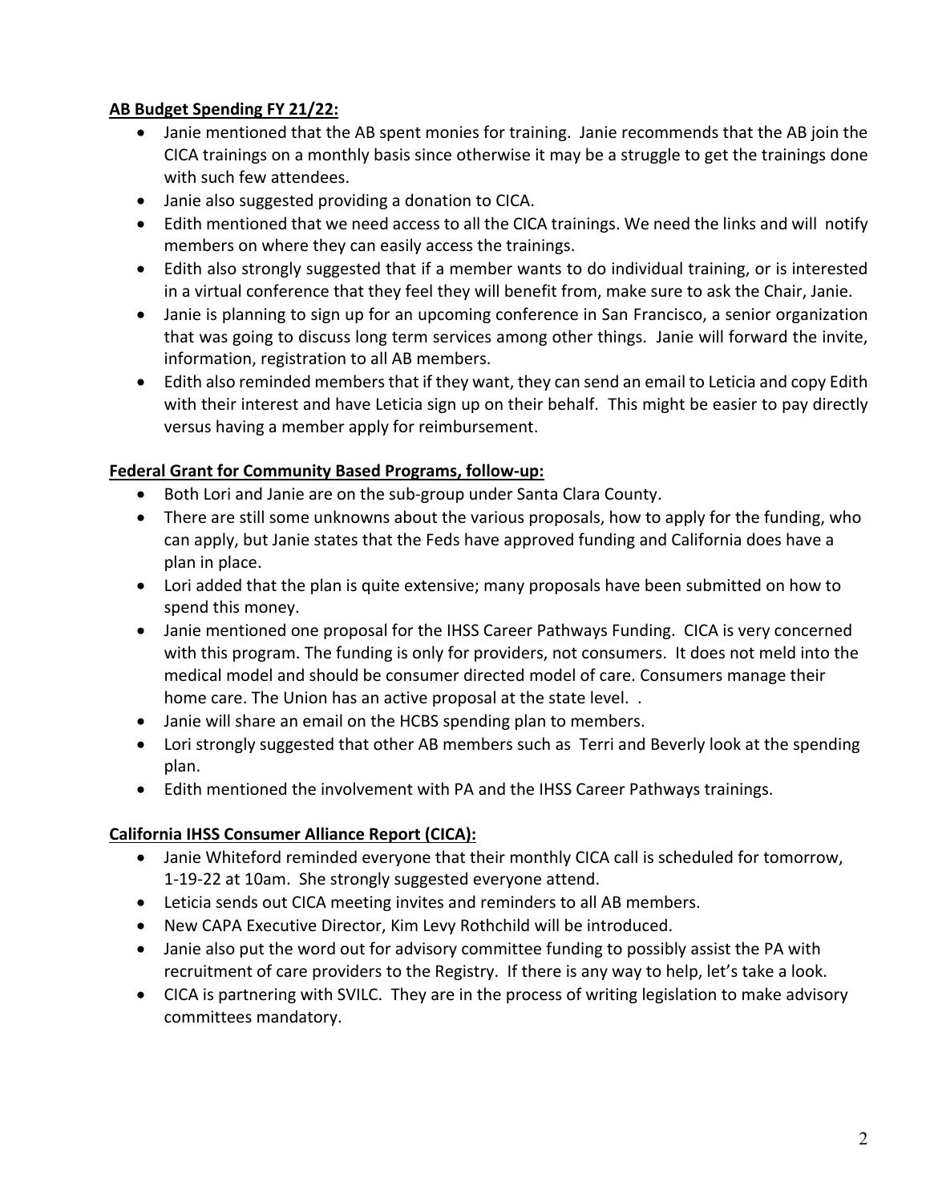**AB Budget Spending FY 21/22:**

- Janie mentioned that the AB spent monies for training. Janie recommends that the AB join the CICA trainings on a monthly basis since otherwise it may be a struggle to get the trainings done with such few attendees.
- Janie also suggested providing a donation to CICA.
- Edith mentioned that we need access to all the CICA trainings. We need the links and will notify members on where they can easily access the trainings.
- Edith also strongly suggested that if a member wants to do individual training, or is interested in a virtual conference that they feel they will benefit from, make sure to ask the Chair, Janie.
- Janie is planning to sign up for an upcoming conference in San Francisco, a senior organization that was going to discuss long term services among other things. Janie will forward the invite, information, registration to all AB members.
- Edith also reminded members that if they want, they can send an email to Leticia and copy Edith with their interest and have Leticia sign up on their behalf. This might be easier to pay directly versus having a member apply for reimbursement.

**Federal Grant for Community Based Programs, follow-up:**

- Both Lori and Janie are on the sub-group under Santa Clara County.
- There are still some unknowns about the various proposals, how to apply for the funding, who can apply, but Janie states that the Feds have approved funding and California does have a plan in place.
- Lori added that the plan is quite extensive; many proposals have been submitted on how to spend this money.
- Janie mentioned one proposal for the IHSS Career Pathways Funding. CICA is very concerned with this program. The funding is only for providers, not consumers. It does not meld into the medical model and should be consumer directed model of care. Consumers manage their home care. The Union has an active proposal at the state level. .
- Janie will share an email on the HCBS spending plan to members.
- Lori strongly suggested that other AB members such as Terri and Beverly look at the spending plan.
- Edith mentioned the involvement with PA and the IHSS Career Pathways trainings.

**California IHSS Consumer Alliance Report (CICA):**

- Janie Whiteford reminded everyone that their monthly CICA call is scheduled for tomorrow, 1-19-22 at 10am. She strongly suggested everyone attend.
- Leticia sends out CICA meeting invites and reminders to all AB members.
- New CAPA Executive Director, Kim Levy Rothchild will be introduced.
- Janie also put the word out for advisory committee funding to possibly assist the PA with recruitment of care providers to the Registry. If there is any way to help, let's take a look.
- CICA is partnering with SVILC. They are in the process of writing legislation to make advisory committees mandatory.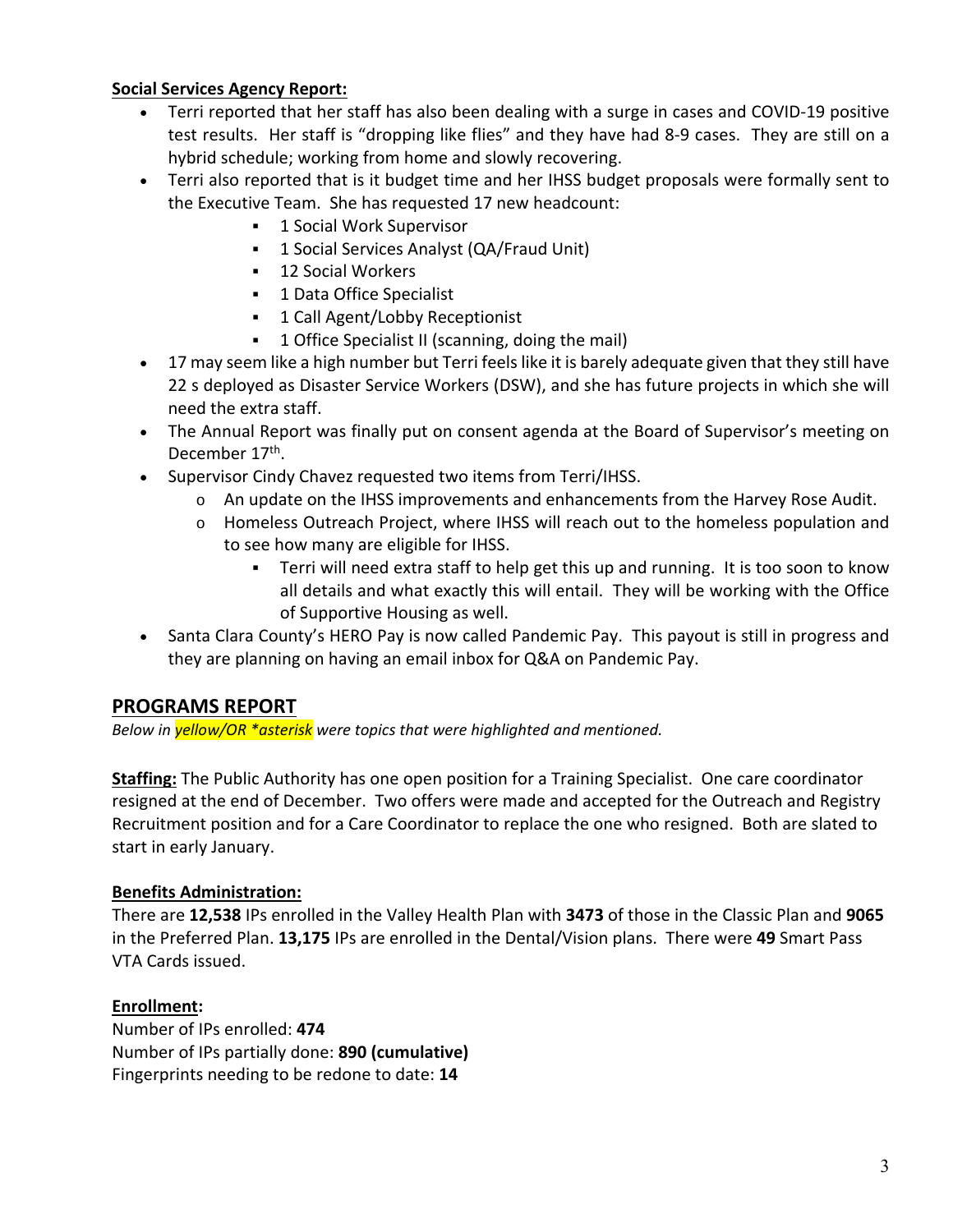**Social Services Agency Report:**

- Terri reported that her staff has also been dealing with a surge in cases and COVID-19 positive test results. Her staff is "dropping like flies" and they have had 8-9 cases. They are still on a hybrid schedule; working from home and slowly recovering.
- Terri also reported that is it budget time and her IHSS budget proposals were formally sent to the Executive Team. She has requested 17 new headcount:
    - 1 Social Work Supervisor
    - 1 Social Services Analyst (QA/Fraud Unit)
    - 12 Social Workers
    - 1 Data Office Specialist
    - 1 Call Agent/Lobby Receptionist
    - 1 Office Specialist II (scanning, doing the mail)
- 17 may seem like a high number but Terri feels like it is barely adequate given that they still have 22 s deployed as Disaster Service Workers (DSW), and she has future projects in which she will need the extra staff.
- The Annual Report was finally put on consent agenda at the Board of Supervisor's meeting on December 17th.
- Supervisor Cindy Chavez requested two items from Terri/IHSS.
    - An update on the IHSS improvements and enhancements from the Harvey Rose Audit.
    - Homeless Outreach Project, where IHSS will reach out to the homeless population and to see how many are eligible for IHSS.
        - Terri will need extra staff to help get this up and running. It is too soon to know all details and what exactly this will entail. They will be working with the Office of Supportive Housing as well.
- Santa Clara County's HERO Pay is now called Pandemic Pay. This payout is still in progress and they are planning on having an email inbox for Q&A on Pandemic Pay.

## PROGRAMS REPORT

*Below in yellow/OR *asterisk were topics that were highlighted and mentioned.*

**Staffing:** The Public Authority has one open position for a Training Specialist. One care coordinator resigned at the end of December. Two offers were made and accepted for the Outreach and Registry Recruitment position and for a Care Coordinator to replace the one who resigned. Both are slated to start in early January.

**Benefits Administration:**

There are **12,538** IPs enrolled in the Valley Health Plan with **3473** of those in the Classic Plan and **9065** in the Preferred Plan. **13,175** IPs are enrolled in the Dental/Vision plans. There were **49** Smart Pass VTA Cards issued.

**Enrollment:**

Number of IPs enrolled: **474**
Number of IPs partially done: **890 (cumulative)**
Fingerprints needing to be redone to date: **14**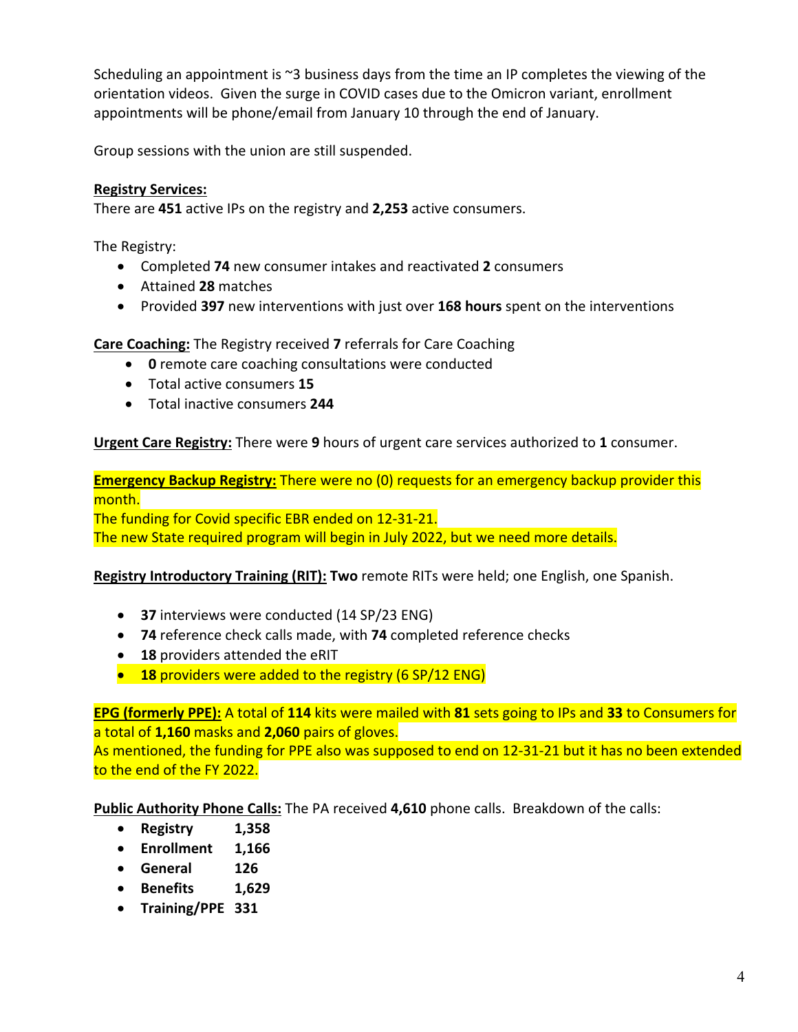Scheduling an appointment is ~3 business days from the time an IP completes the viewing of the orientation videos. Given the surge in COVID cases due to the Omicron variant, enrollment appointments will be phone/email from January 10 through the end of January.

Group sessions with the union are still suspended.

**Registry Services:**
There are **451** active IPs on the registry and **2,253** active consumers.

The Registry:

- Completed **74** new consumer intakes and reactivated **2** consumers
- Attained **28** matches
- Provided **397** new interventions with just over **168 hours** spent on the interventions

**Care Coaching:** The Registry received **7** referrals for Care Coaching

- **0** remote care coaching consultations were conducted
- Total active consumers **15**
- Total inactive consumers **244**

**Urgent Care Registry:** There were **9** hours of urgent care services authorized to **1** consumer.

**Emergency Backup Registry:** There were no (0) requests for an emergency backup provider this month.
The funding for Covid specific EBR ended on 12-31-21.
The new State required program will begin in July 2022, but we need more details.

**Registry Introductory Training (RIT):** **Two** remote RITs were held; one English, one Spanish.

- **37** interviews were conducted (14 SP/23 ENG)
- **74** reference check calls made, with **74** completed reference checks
- **18** providers attended the eRIT
- **18** providers were added to the registry (6 SP/12 ENG)

**EPG (formerly PPE):** A total of **114** kits were mailed with **81** sets going to IPs and **33** to Consumers for a total of **1,160** masks and **2,060** pairs of gloves.
As mentioned, the funding for PPE also was supposed to end on 12-31-21 but it has no been extended to the end of the FY 2022.

**Public Authority Phone Calls:** The PA received **4,610** phone calls. Breakdown of the calls:

- **Registry 1,358**
- **Enrollment 1,166**
- **General 126**
- **Benefits 1,629**
- **Training/PPE 331**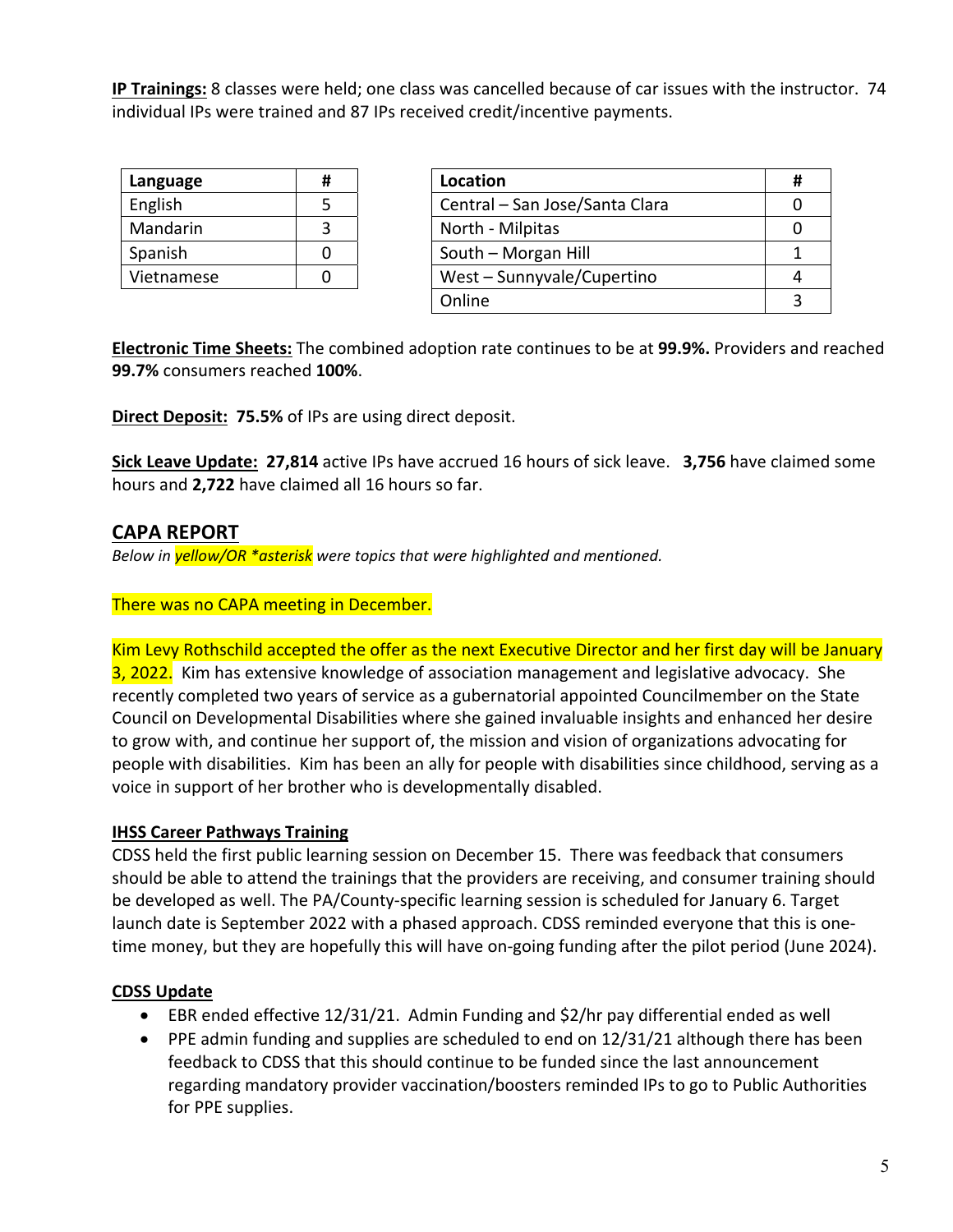**IP Trainings:** 8 classes were held; one class was cancelled because of car issues with the instructor. 74 individual IPs were trained and 87 IPs received credit/incentive payments.

| Language | # |
|---|---|
| English | 5 |
| Mandarin | 3 |
| Spanish | 0 |
| Vietnamese | 0 |

| Location | # |
|---|---|
| Central – San Jose/Santa Clara | 0 |
| North - Milpitas | 0 |
| South – Morgan Hill | 1 |
| West – Sunnyvale/Cupertino | 4 |
| Online | 3 |

**Electronic Time Sheets:** The combined adoption rate continues to be at **99.9%.** Providers and reached **99.7%** consumers reached **100%**.

**Direct Deposit:** **75.5%** of IPs are using direct deposit.

**Sick Leave Update:** **27,814** active IPs have accrued 16 hours of sick leave. **3,756** have claimed some hours and **2,722** have claimed all 16 hours so far.

## CAPA REPORT

*Below in yellow/OR *asterisk were topics that were highlighted and mentioned.*

There was no CAPA meeting in December.

Kim Levy Rothschild accepted the offer as the next Executive Director and her first day will be January 3, 2022. Kim has extensive knowledge of association management and legislative advocacy. She recently completed two years of service as a gubernatorial appointed Councilmember on the State Council on Developmental Disabilities where she gained invaluable insights and enhanced her desire to grow with, and continue her support of, the mission and vision of organizations advocating for people with disabilities. Kim has been an ally for people with disabilities since childhood, serving as a voice in support of her brother who is developmentally disabled.

**IHSS Career Pathways Training**

CDSS held the first public learning session on December 15. There was feedback that consumers should be able to attend the trainings that the providers are receiving, and consumer training should be developed as well. The PA/County-specific learning session is scheduled for January 6. Target launch date is September 2022 with a phased approach. CDSS reminded everyone that this is one-time money, but they are hopefully this will have on-going funding after the pilot period (June 2024).

**CDSS Update**

- EBR ended effective 12/31/21. Admin Funding and $2/hr pay differential ended as well
- PPE admin funding and supplies are scheduled to end on 12/31/21 although there has been feedback to CDSS that this should continue to be funded since the last announcement regarding mandatory provider vaccination/boosters reminded IPs to go to Public Authorities for PPE supplies.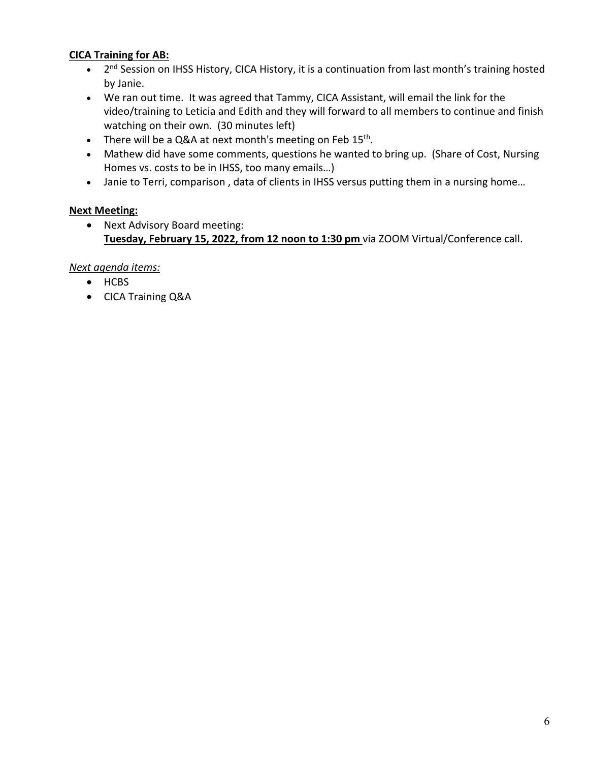**CICA Training for AB:**

- 2nd Session on IHSS History, CICA History, it is a continuation from last month's training hosted by Janie.
- We ran out time. It was agreed that Tammy, CICA Assistant, will email the link for the video/training to Leticia and Edith and they will forward to all members to continue and finish watching on their own. (30 minutes left)
- There will be a Q&A at next month's meeting on Feb 15th.
- Mathew did have some comments, questions he wanted to bring up. (Share of Cost, Nursing Homes vs. costs to be in IHSS, too many emails…)
- Janie to Terri, comparison , data of clients in IHSS versus putting them in a nursing home…

**Next Meeting:**

- Next Advisory Board meeting:
  **Tuesday, February 15, 2022, from 12 noon to 1:30 pm** via ZOOM Virtual/Conference call.

*Next agenda items:*

- HCBS
- CICA Training Q&A